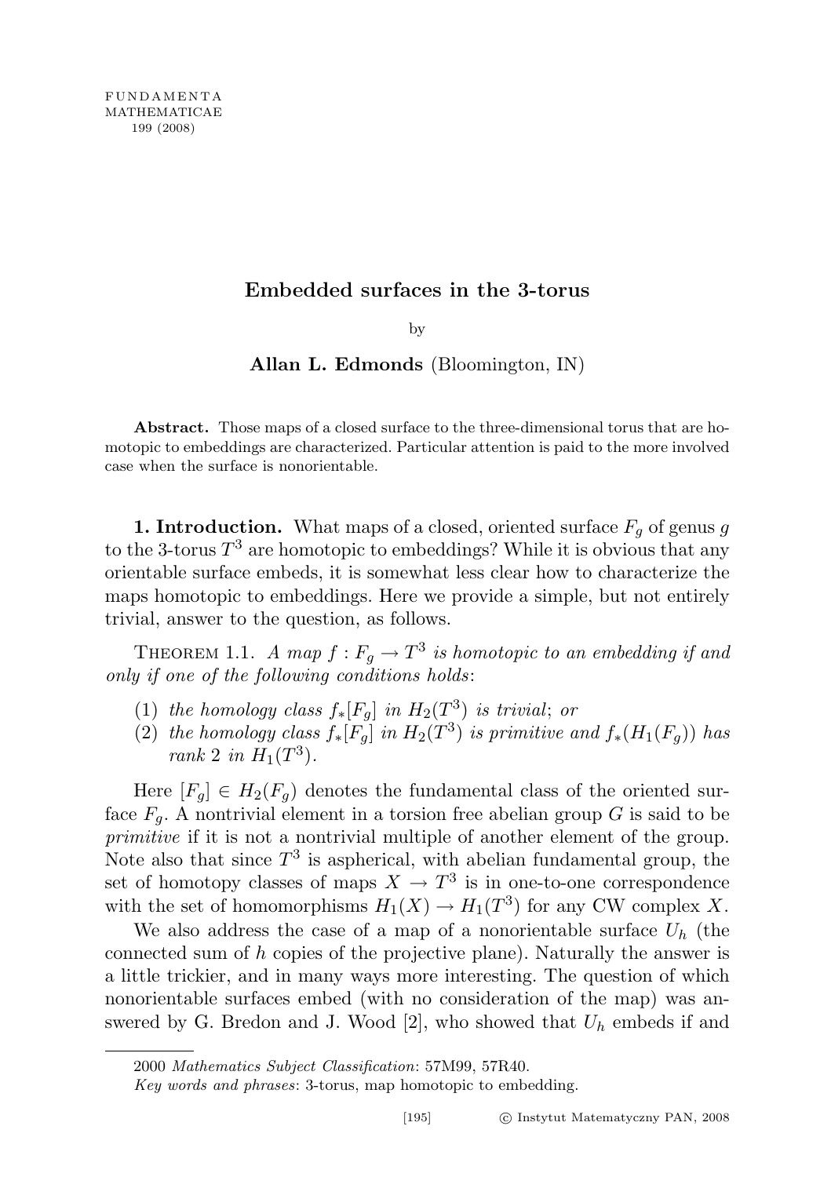# Embedded surfaces in the 3-torus

by

**Allan L. Edmonds** (Bloomington, IN)

**Abstract.** Those maps of a closed surface to the three-dimensional torus that are homotopic to embeddings are characterized. Particular attention is paid to the more involved case when the surface is nonorientable.

**1. Introduction.** What maps of a closed, oriented surface $F_g$ of genus $g$ to the 3-torus $T^3$ are homotopic to embeddings? While it is obvious that any orientable surface embeds, it is somewhat less clear how to characterize the maps homotopic to embeddings. Here we provide a simple, but not entirely trivial, answer to the question, as follows.

Theorem 1.1. *A map $f : F_g \to T^3$ is homotopic to an embedding if and only if one of the following conditions holds*:

1. *the homology class $f_*[F_g]$ in $H_2(T^3)$ is trivial*; *or*
2. *the homology class $f_*[F_g]$ in $H_2(T^3)$ is primitive and $f_*(H_1(F_g))$ has rank 2 in $H_1(T^3)$.*

Here $[F_g] \in H_2(F_g)$ denotes the fundamental class of the oriented surface $F_g$. A nontrivial element in a torsion free abelian group $G$ is said to be *primitive* if it is not a nontrivial multiple of another element of the group. Note also that since $T^3$ is aspherical, with abelian fundamental group, the set of homotopy classes of maps $X \to T^3$ is in one-to-one correspondence with the set of homomorphisms $H_1(X) \to H_1(T^3)$ for any CW complex $X$.

We also address the case of a map of a nonorientable surface $U_h$ (the connected sum of $h$ copies of the projective plane). Naturally the answer is a little trickier, and in many ways more interesting. The question of which nonorientable surfaces embed (with no consideration of the map) was answered by G. Bredon and J. Wood [2], who showed that $U_h$ embeds if and

2000 *Mathematics Subject Classification*: 57M99, 57R40.

*Key words and phrases*: 3-torus, map homotopic to embedding.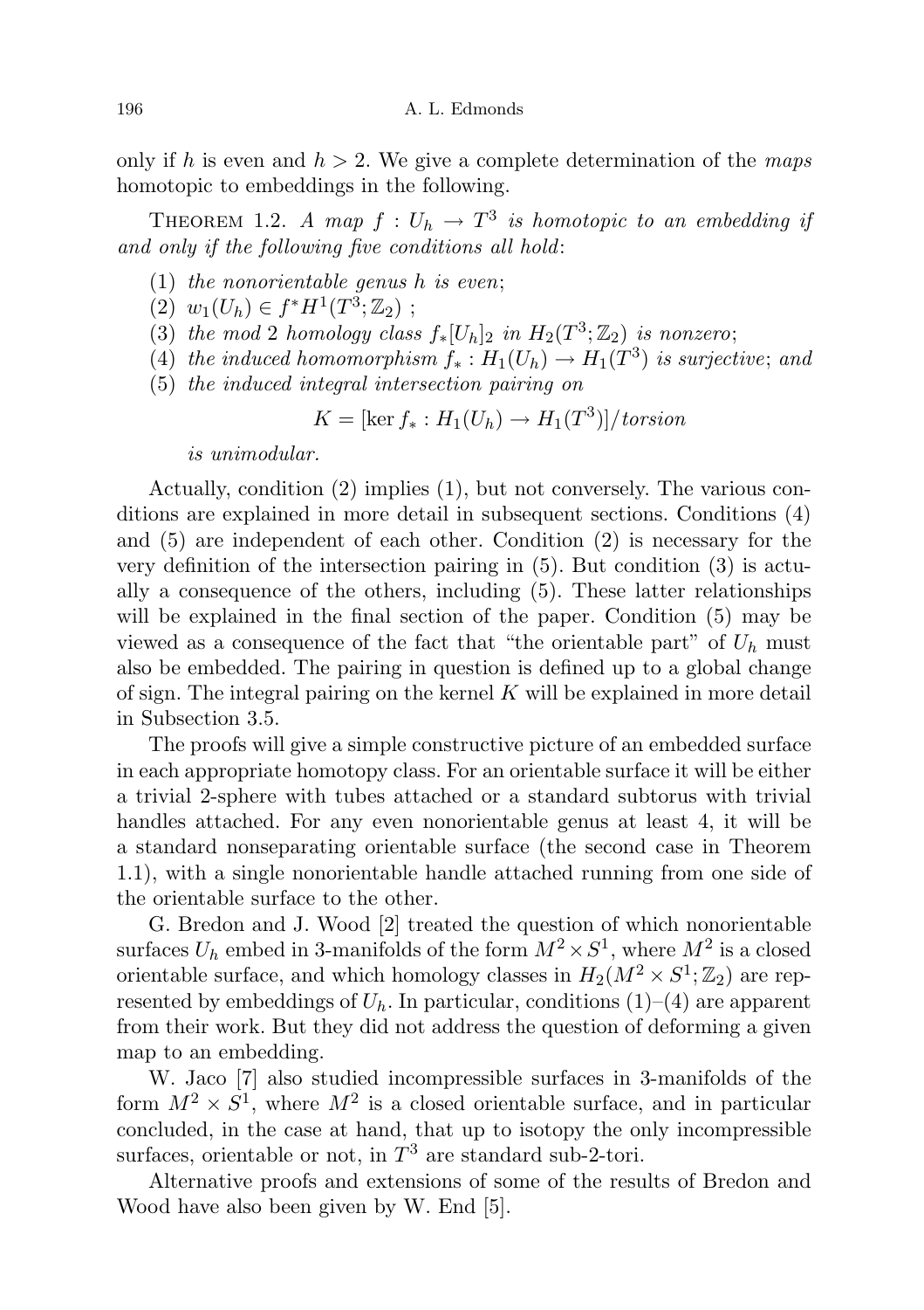only if $h$ is even and $h > 2$. We give a complete determination of the *maps* homotopic to embeddings in the following.

THEOREM 1.2. *A map $f : U_h \to T^3$ is homotopic to an embedding if and only if the following five conditions all hold*:

1. *the nonorientable genus $h$ is even*;
2. $w_1(U_h) \in f^* H^1(T^3; \mathbb{Z}_2)$ ;
3. *the mod 2 homology class $f_*[U_h]_2$ in $H_2(T^3; \mathbb{Z}_2)$ is nonzero*;
4. *the induced homomorphism $f_* : H_1(U_h) \to H_1(T^3)$ is surjective*; *and*
5. *the induced integral intersection pairing on*

$$K = [\ker f_* : H_1(U_h) \to H_1(T^3)]/torsion$$

*is unimodular.*

Actually, condition (2) implies (1), but not conversely. The various conditions are explained in more detail in subsequent sections. Conditions (4) and (5) are independent of each other. Condition (2) is necessary for the very definition of the intersection pairing in (5). But condition (3) is actually a consequence of the others, including (5). These latter relationships will be explained in the final section of the paper. Condition (5) may be viewed as a consequence of the fact that "the orientable part" of $U_h$ must also be embedded. The pairing in question is defined up to a global change of sign. The integral pairing on the kernel $K$ will be explained in more detail in Subsection 3.5.

The proofs will give a simple constructive picture of an embedded surface in each appropriate homotopy class. For an orientable surface it will be either a trivial 2-sphere with tubes attached or a standard subtorus with trivial handles attached. For any even nonorientable genus at least 4, it will be a standard nonseparating orientable surface (the second case in Theorem 1.1), with a single nonorientable handle attached running from one side of the orientable surface to the other.

G. Bredon and J. Wood [2] treated the question of which nonorientable surfaces $U_h$ embed in 3-manifolds of the form $M^2 \times S^1$, where $M^2$ is a closed orientable surface, and which homology classes in $H_2(M^2 \times S^1; \mathbb{Z}_2)$ are represented by embeddings of $U_h$. In particular, conditions (1)–(4) are apparent from their work. But they did not address the question of deforming a given map to an embedding.

W. Jaco [7] also studied incompressible surfaces in 3-manifolds of the form $M^2 \times S^1$, where $M^2$ is a closed orientable surface, and in particular concluded, in the case at hand, that up to isotopy the only incompressible surfaces, orientable or not, in $T^3$ are standard sub-2-tori.

Alternative proofs and extensions of some of the results of Bredon and Wood have also been given by W. End [5].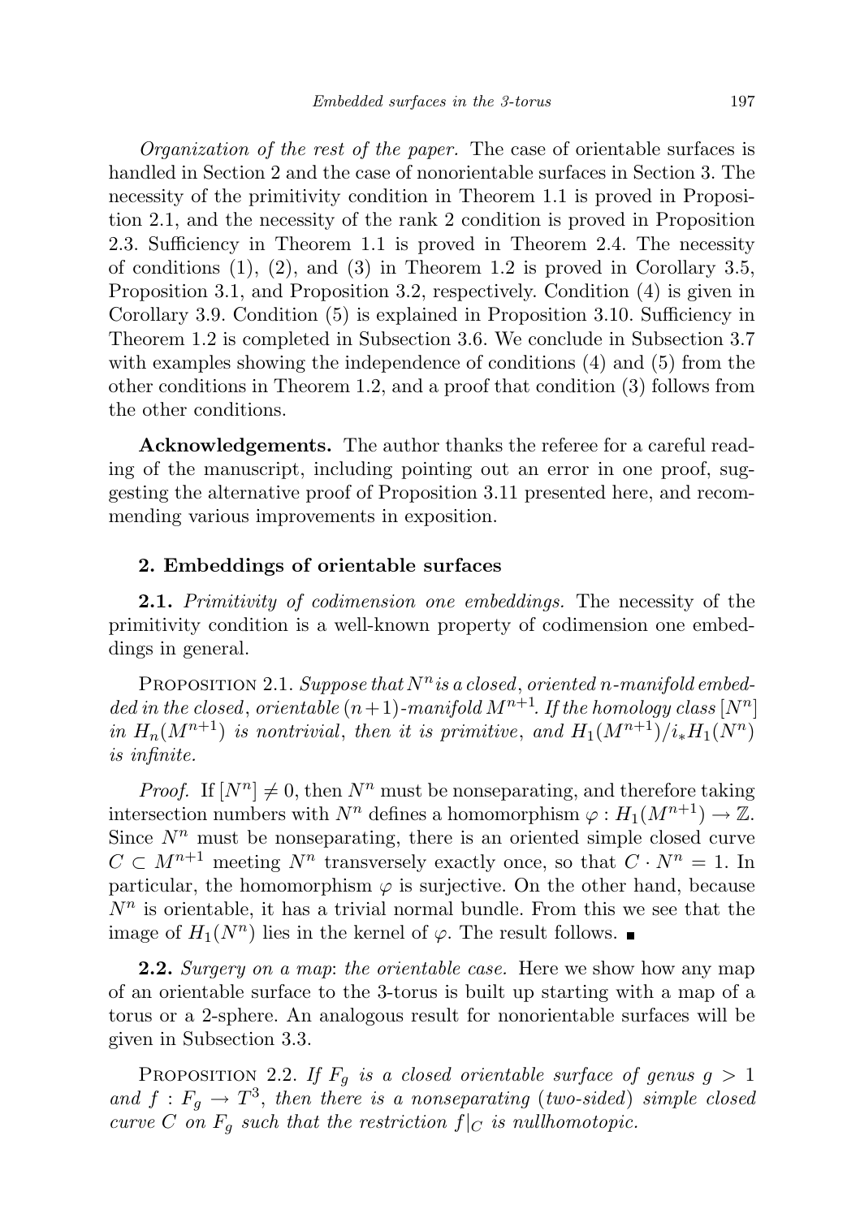*Organization of the rest of the paper.* The case of orientable surfaces is handled in Section 2 and the case of nonorientable surfaces in Section 3. The necessity of the primitivity condition in Theorem 1.1 is proved in Proposition 2.1, and the necessity of the rank 2 condition is proved in Proposition 2.3. Sufficiency in Theorem 1.1 is proved in Theorem 2.4. The necessity of conditions (1), (2), and (3) in Theorem 1.2 is proved in Corollary 3.5, Proposition 3.1, and Proposition 3.2, respectively. Condition (4) is given in Corollary 3.9. Condition (5) is explained in Proposition 3.10. Sufficiency in Theorem 1.2 is completed in Subsection 3.6. We conclude in Subsection 3.7 with examples showing the independence of conditions (4) and (5) from the other conditions in Theorem 1.2, and a proof that condition (3) follows from the other conditions.

**Acknowledgements.** The author thanks the referee for a careful reading of the manuscript, including pointing out an error in one proof, suggesting the alternative proof of Proposition 3.11 presented here, and recommending various improvements in exposition.

## 2. Embeddings of orientable surfaces

**2.1.** *Primitivity of codimension one embeddings.* The necessity of the primitivity condition is a well-known property of codimension one embeddings in general.

PROPOSITION 2.1. *Suppose that $N^n$ is a closed, oriented $n$-manifold embedded in the closed, orientable $(n+1)$-manifold $M^{n+1}$. If the homology class $[N^n]$ in $H_n(M^{n+1})$ is nontrivial, then it is primitive, and $H_1(M^{n+1})/i_*H_1(N^n)$ is infinite.*

*Proof.* If $[N^n] \neq 0$, then $N^n$ must be nonseparating, and therefore taking intersection numbers with $N^n$ defines a homomorphism $\varphi : H_1(M^{n+1}) \to \mathbb{Z}$. Since $N^n$ must be nonseparating, there is an oriented simple closed curve $C \subset M^{n+1}$ meeting $N^n$ transversely exactly once, so that $C \cdot N^n = 1$. In particular, the homomorphism $\varphi$ is surjective. On the other hand, because $N^n$ is orientable, it has a trivial normal bundle. From this we see that the image of $H_1(N^n)$ lies in the kernel of $\varphi$. The result follows. ∎

**2.2.** *Surgery on a map: the orientable case.* Here we show how any map of an orientable surface to the 3-torus is built up starting with a map of a torus or a 2-sphere. An analogous result for nonorientable surfaces will be given in Subsection 3.3.

PROPOSITION 2.2. *If $F_g$ is a closed orientable surface of genus $g > 1$ and $f : F_g \to T^3$, then there is a nonseparating (two-sided) simple closed curve $C$ on $F_g$ such that the restriction $f|_C$ is nullhomotopic.*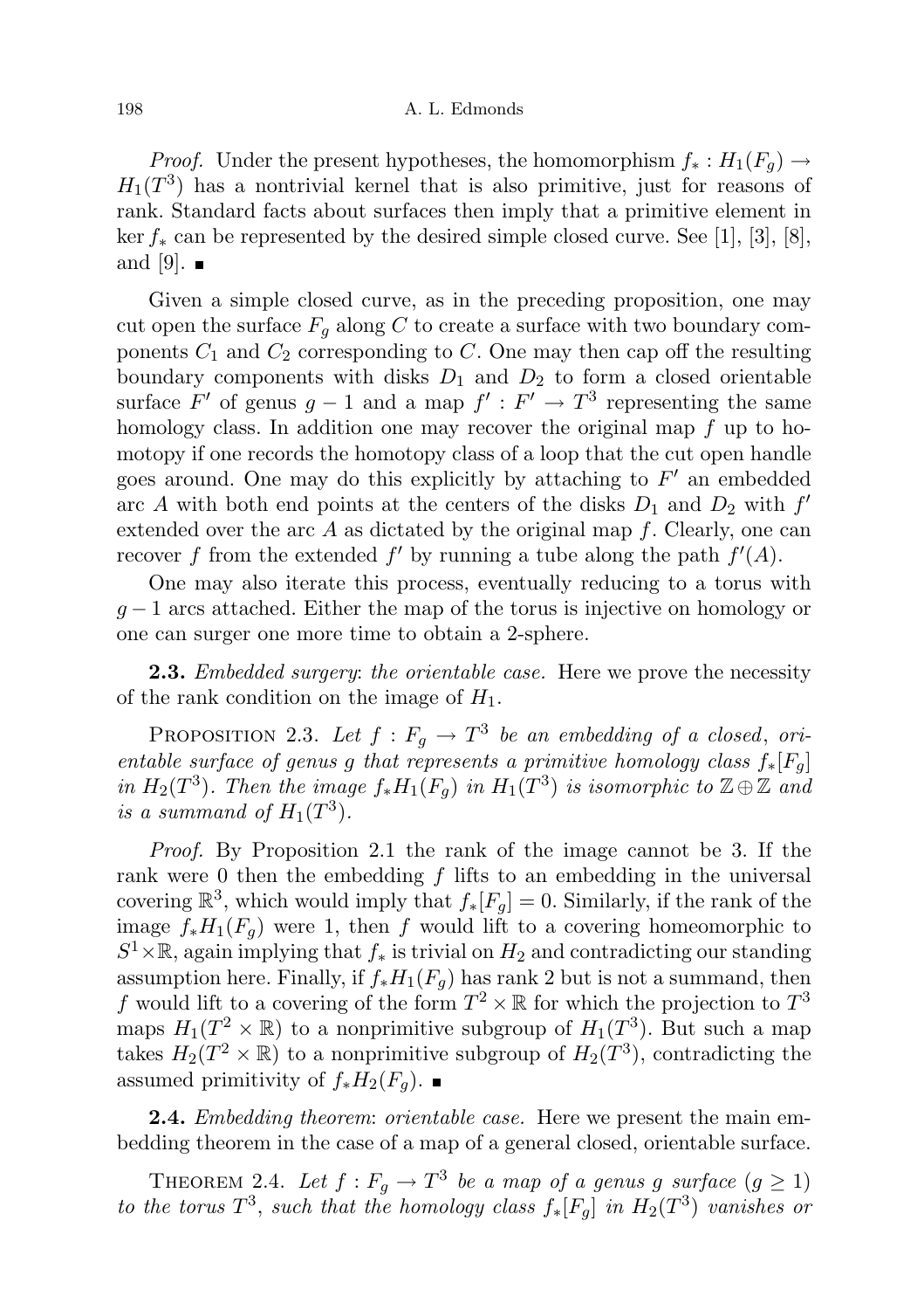*Proof.* Under the present hypotheses, the homomorphism $f_* : H_1(F_g) \to H_1(T^3)$ has a nontrivial kernel that is also primitive, just for reasons of rank. Standard facts about surfaces then imply that a primitive element in $\ker f_*$ can be represented by the desired simple closed curve. See [1], [3], [8], and [9]. ∎

Given a simple closed curve, as in the preceding proposition, one may cut open the surface $F_g$ along $C$ to create a surface with two boundary components $C_1$ and $C_2$ corresponding to $C$. One may then cap off the resulting boundary components with disks $D_1$ and $D_2$ to form a closed orientable surface $F'$ of genus $g-1$ and a map $f' : F' \to T^3$ representing the same homology class. In addition one may recover the original map $f$ up to homotopy if one records the homotopy class of a loop that the cut open handle goes around. One may do this explicitly by attaching to $F'$ an embedded arc $A$ with both end points at the centers of the disks $D_1$ and $D_2$ with $f'$ extended over the arc $A$ as dictated by the original map $f$. Clearly, one can recover $f$ from the extended $f'$ by running a tube along the path $f'(A)$.

One may also iterate this process, eventually reducing to a torus with $g-1$ arcs attached. Either the map of the torus is injective on homology or one can surger one more time to obtain a 2-sphere.

**2.3.** *Embedded surgery*: *the orientable case.* Here we prove the necessity of the rank condition on the image of $H_1$.

PROPOSITION 2.3. *Let $f : F_g \to T^3$ be an embedding of a closed, orientable surface of genus $g$ that represents a primitive homology class $f_*[F_g]$ in $H_2(T^3)$. Then the image $f_*H_1(F_g)$ in $H_1(T^3)$ is isomorphic to $\mathbb{Z} \oplus \mathbb{Z}$ and is a summand of $H_1(T^3)$.*

*Proof.* By Proposition 2.1 the rank of the image cannot be 3. If the rank were 0 then the embedding $f$ lifts to an embedding in the universal covering $\mathbb{R}^3$, which would imply that $f_*[F_g] = 0$. Similarly, if the rank of the image $f_*H_1(F_g)$ were 1, then $f$ would lift to a covering homeomorphic to $S^1 \times \mathbb{R}$, again implying that $f_*$ is trivial on $H_2$ and contradicting our standing assumption here. Finally, if $f_*H_1(F_g)$ has rank 2 but is not a summand, then $f$ would lift to a covering of the form $T^2 \times \mathbb{R}$ for which the projection to $T^3$ maps $H_1(T^2 \times \mathbb{R})$ to a nonprimitive subgroup of $H_1(T^3)$. But such a map takes $H_2(T^2 \times \mathbb{R})$ to a nonprimitive subgroup of $H_2(T^3)$, contradicting the assumed primitivity of $f_*H_2(F_g)$. ∎

**2.4.** *Embedding theorem*: *orientable case.* Here we present the main embedding theorem in the case of a map of a general closed, orientable surface.

THEOREM 2.4. *Let $f : F_g \to T^3$ be a map of a genus $g$ surface ($g \geq 1$) to the torus $T^3$, such that the homology class $f_*[F_g]$ in $H_2(T^3)$ vanishes or*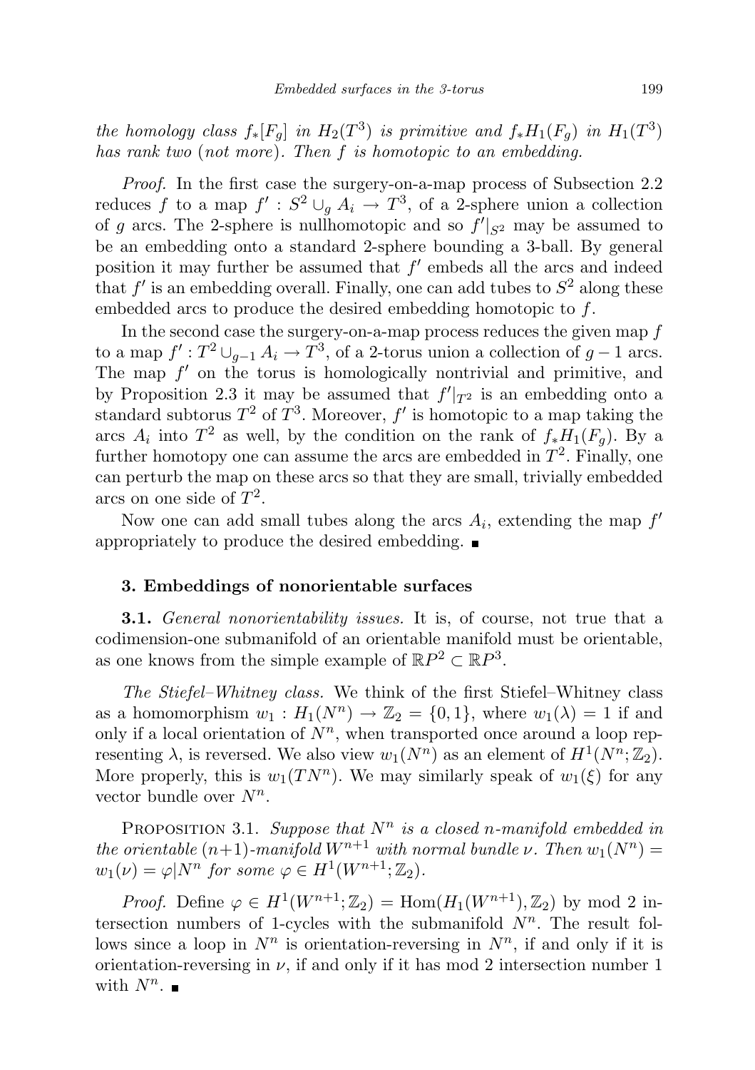*the homology class $f_*[F_g]$ in $H_2(T^3)$ is primitive and $f_*H_1(F_g)$ in $H_1(T^3)$ has rank two (not more). Then $f$ is homotopic to an embedding.*

*Proof.* In the first case the surgery-on-a-map process of Subsection 2.2 reduces $f$ to a map $f' : S^2 \cup_g A_i \to T^3$, of a 2-sphere union a collection of $g$ arcs. The 2-sphere is nullhomotopic and so $f'|_{S^2}$ may be assumed to be an embedding onto a standard 2-sphere bounding a 3-ball. By general position it may further be assumed that $f'$ embeds all the arcs and indeed that $f'$ is an embedding overall. Finally, one can add tubes to $S^2$ along these embedded arcs to produce the desired embedding homotopic to $f$.

In the second case the surgery-on-a-map process reduces the given map $f$ to a map $f' : T^2 \cup_{g-1} A_i \to T^3$, of a 2-torus union a collection of $g-1$ arcs. The map $f'$ on the torus is homologically nontrivial and primitive, and by Proposition 2.3 it may be assumed that $f'|_{T^2}$ is an embedding onto a standard subtorus $T^2$ of $T^3$. Moreover, $f'$ is homotopic to a map taking the arcs $A_i$ into $T^2$ as well, by the condition on the rank of $f_*H_1(F_g)$. By a further homotopy one can assume the arcs are embedded in $T^2$. Finally, one can perturb the map on these arcs so that they are small, trivially embedded arcs on one side of $T^2$.

Now one can add small tubes along the arcs $A_i$, extending the map $f'$ appropriately to produce the desired embedding. ∎

## 3. Embeddings of nonorientable surfaces

**3.1.** *General nonorientability issues.* It is, of course, not true that a codimension-one submanifold of an orientable manifold must be orientable, as one knows from the simple example of $\mathbb{R}P^2 \subset \mathbb{R}P^3$.

*The Stiefel–Whitney class.* We think of the first Stiefel–Whitney class as a homomorphism $w_1 : H_1(N^n) \to \mathbb{Z}_2 = \{0, 1\}$, where $w_1(\lambda) = 1$ if and only if a local orientation of $N^n$, when transported once around a loop representing $\lambda$, is reversed. We also view $w_1(N^n)$ as an element of $H^1(N^n; \mathbb{Z}_2)$. More properly, this is $w_1(TN^n)$. We may similarly speak of $w_1(\xi)$ for any vector bundle over $N^n$.

Proposition 3.1. *Suppose that $N^n$ is a closed $n$-manifold embedded in the orientable $(n+1)$-manifold $W^{n+1}$ with normal bundle $\nu$. Then $w_1(N^n) = w_1(\nu) = \varphi|N^n$ for some $\varphi \in H^1(W^{n+1}; \mathbb{Z}_2)$.*

*Proof.* Define $\varphi \in H^1(W^{n+1}; \mathbb{Z}_2) = \mathrm{Hom}(H_1(W^{n+1}), \mathbb{Z}_2)$ by mod 2 intersection numbers of 1-cycles with the submanifold $N^n$. The result follows since a loop in $N^n$ is orientation-reversing in $N^n$, if and only if it is orientation-reversing in $\nu$, if and only if it has mod 2 intersection number 1 with $N^n$. ∎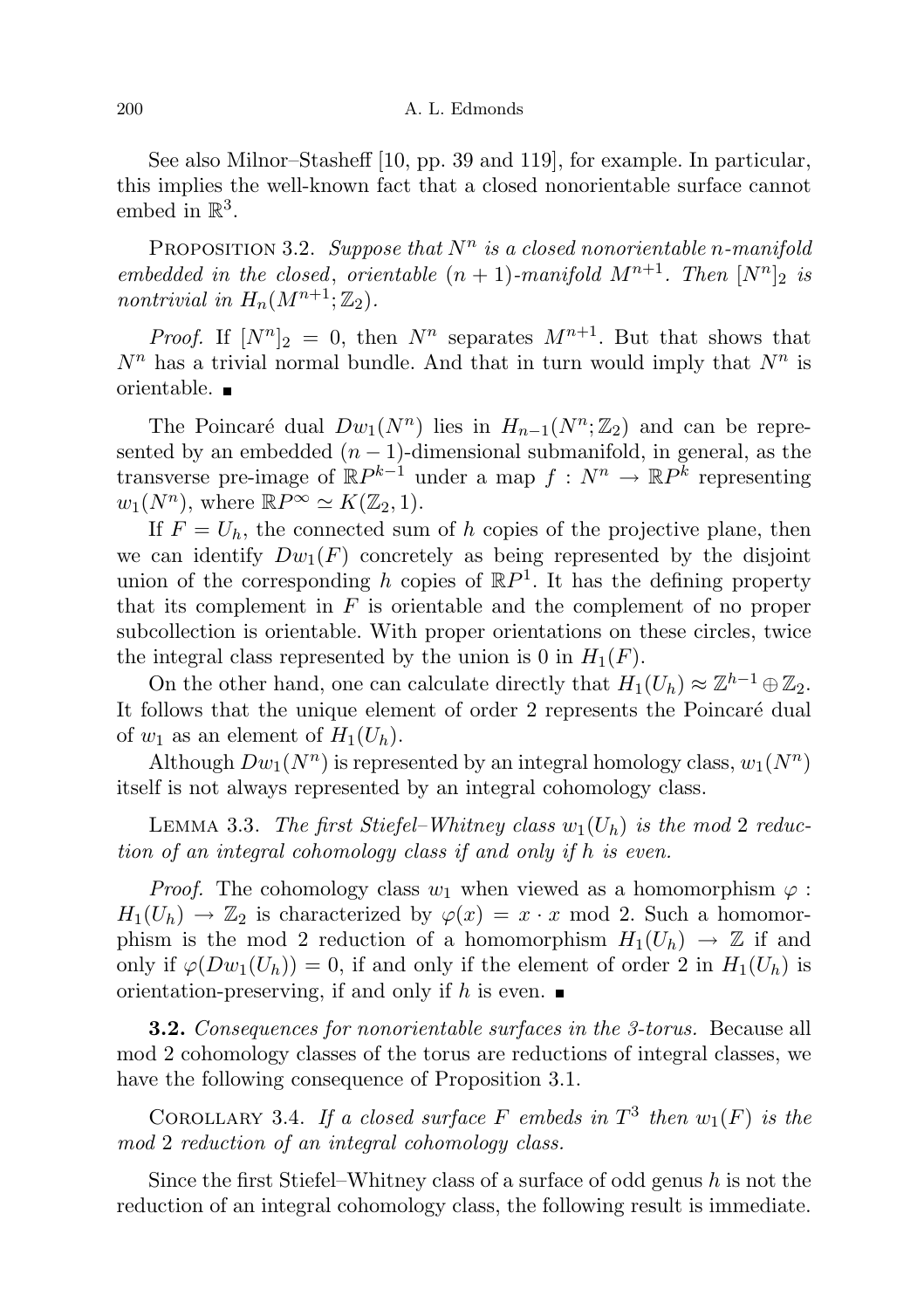See also Milnor–Stasheff [10, pp. 39 and 119], for example. In particular, this implies the well-known fact that a closed nonorientable surface cannot embed in $\mathbb{R}^3$.

PROPOSITION 3.2. *Suppose that $N^n$ is a closed nonorientable $n$-manifold embedded in the closed, orientable $(n+1)$-manifold $M^{n+1}$. Then $[N^n]_2$ is nontrivial in $H_n(M^{n+1};\mathbb{Z}_2)$.*

*Proof.* If $[N^n]_2 = 0$, then $N^n$ separates $M^{n+1}$. But that shows that $N^n$ has a trivial normal bundle. And that in turn would imply that $N^n$ is orientable. ∎

The Poincaré dual $Dw_1(N^n)$ lies in $H_{n-1}(N^n;\mathbb{Z}_2)$ and can be represented by an embedded $(n-1)$-dimensional submanifold, in general, as the transverse pre-image of $\mathbb{R}P^{k-1}$ under a map $f : N^n \to \mathbb{R}P^k$ representing $w_1(N^n)$, where $\mathbb{R}P^\infty \simeq K(\mathbb{Z}_2, 1)$.

If $F = U_h$, the connected sum of $h$ copies of the projective plane, then we can identify $Dw_1(F)$ concretely as being represented by the disjoint union of the corresponding $h$ copies of $\mathbb{R}P^1$. It has the defining property that its complement in $F$ is orientable and the complement of no proper subcollection is orientable. With proper orientations on these circles, twice the integral class represented by the union is 0 in $H_1(F)$.

On the other hand, one can calculate directly that $H_1(U_h) \approx \mathbb{Z}^{h-1} \oplus \mathbb{Z}_2$. It follows that the unique element of order 2 represents the Poincaré dual of $w_1$ as an element of $H_1(U_h)$.

Although $Dw_1(N^n)$ is represented by an integral homology class, $w_1(N^n)$ itself is not always represented by an integral cohomology class.

LEMMA 3.3. *The first Stiefel–Whitney class $w_1(U_h)$ is the mod 2 reduction of an integral cohomology class if and only if $h$ is even.*

*Proof.* The cohomology class $w_1$ when viewed as a homomorphism $\varphi : H_1(U_h) \to \mathbb{Z}_2$ is characterized by $\varphi(x) = x \cdot x \bmod 2$. Such a homomorphism is the mod 2 reduction of a homomorphism $H_1(U_h) \to \mathbb{Z}$ if and only if $\varphi(Dw_1(U_h)) = 0$, if and only if the element of order 2 in $H_1(U_h)$ is orientation-preserving, if and only if $h$ is even. ∎

**3.2.** *Consequences for nonorientable surfaces in the 3-torus.* Because all mod 2 cohomology classes of the torus are reductions of integral classes, we have the following consequence of Proposition 3.1.

COROLLARY 3.4. *If a closed surface $F$ embeds in $T^3$ then $w_1(F)$ is the mod 2 reduction of an integral cohomology class.*

Since the first Stiefel–Whitney class of a surface of odd genus $h$ is not the reduction of an integral cohomology class, the following result is immediate.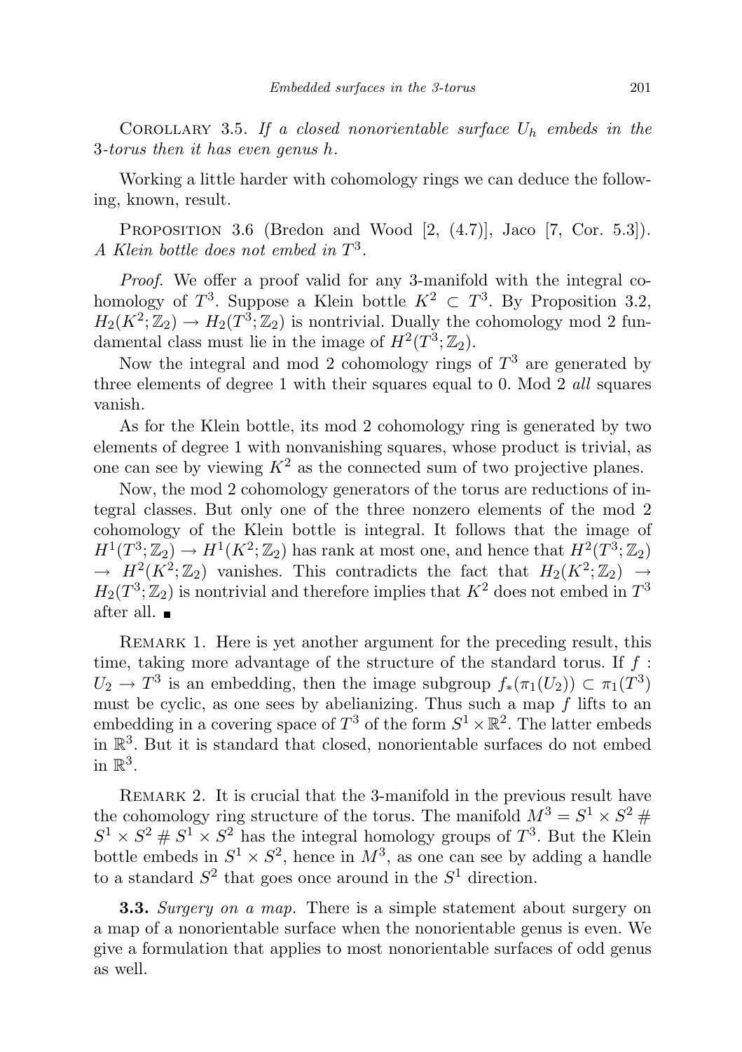Corollary 3.5. *If a closed nonorientable surface $U_h$ embeds in the* 3*-torus then it has even genus $h$.*

Working a little harder with cohomology rings we can deduce the following, known, result.

Proposition 3.6 (Bredon and Wood [2, (4.7)], Jaco [7, Cor. 5.3]). *A Klein bottle does not embed in $T^3$.*

*Proof.* We offer a proof valid for any 3-manifold with the integral cohomology of $T^3$. Suppose a Klein bottle $K^2 \subset T^3$. By Proposition 3.2, $H_2(K^2;\mathbb{Z}_2) \to H_2(T^3;\mathbb{Z}_2)$ is nontrivial. Dually the cohomology mod 2 fundamental class must lie in the image of $H^2(T^3;\mathbb{Z}_2)$.

Now the integral and mod 2 cohomology rings of $T^3$ are generated by three elements of degree 1 with their squares equal to 0. Mod 2 *all* squares vanish.

As for the Klein bottle, its mod 2 cohomology ring is generated by two elements of degree 1 with nonvanishing squares, whose product is trivial, as one can see by viewing $K^2$ as the connected sum of two projective planes.

Now, the mod 2 cohomology generators of the torus are reductions of integral classes. But only one of the three nonzero elements of the mod 2 cohomology of the Klein bottle is integral. It follows that the image of $H^1(T^3;\mathbb{Z}_2) \to H^1(K^2;\mathbb{Z}_2)$ has rank at most one, and hence that $H^2(T^3;\mathbb{Z}_2) \to H^2(K^2;\mathbb{Z}_2)$ vanishes. This contradicts the fact that $H_2(K^2;\mathbb{Z}_2) \to H_2(T^3;\mathbb{Z}_2)$ is nontrivial and therefore implies that $K^2$ does not embed in $T^3$ after all. ■

Remark 1. Here is yet another argument for the preceding result, this time, taking more advantage of the structure of the standard torus. If $f : U_2 \to T^3$ is an embedding, then the image subgroup $f_*(\pi_1(U_2)) \subset \pi_1(T^3)$ must be cyclic, as one sees by abelianizing. Thus such a map $f$ lifts to an embedding in a covering space of $T^3$ of the form $S^1 \times \mathbb{R}^2$. The latter embeds in $\mathbb{R}^3$. But it is standard that closed, nonorientable surfaces do not embed in $\mathbb{R}^3$.

Remark 2. It is crucial that the 3-manifold in the previous result have the cohomology ring structure of the torus. The manifold $M^3 = S^1 \times S^2 \# S^1 \times S^2 \# S^1 \times S^2$ has the integral homology groups of $T^3$. But the Klein bottle embeds in $S^1 \times S^2$, hence in $M^3$, as one can see by adding a handle to a standard $S^2$ that goes once around in the $S^1$ direction.

**3.3.** *Surgery on a map.* There is a simple statement about surgery on a map of a nonorientable surface when the nonorientable genus is even. We give a formulation that applies to most nonorientable surfaces of odd genus as well.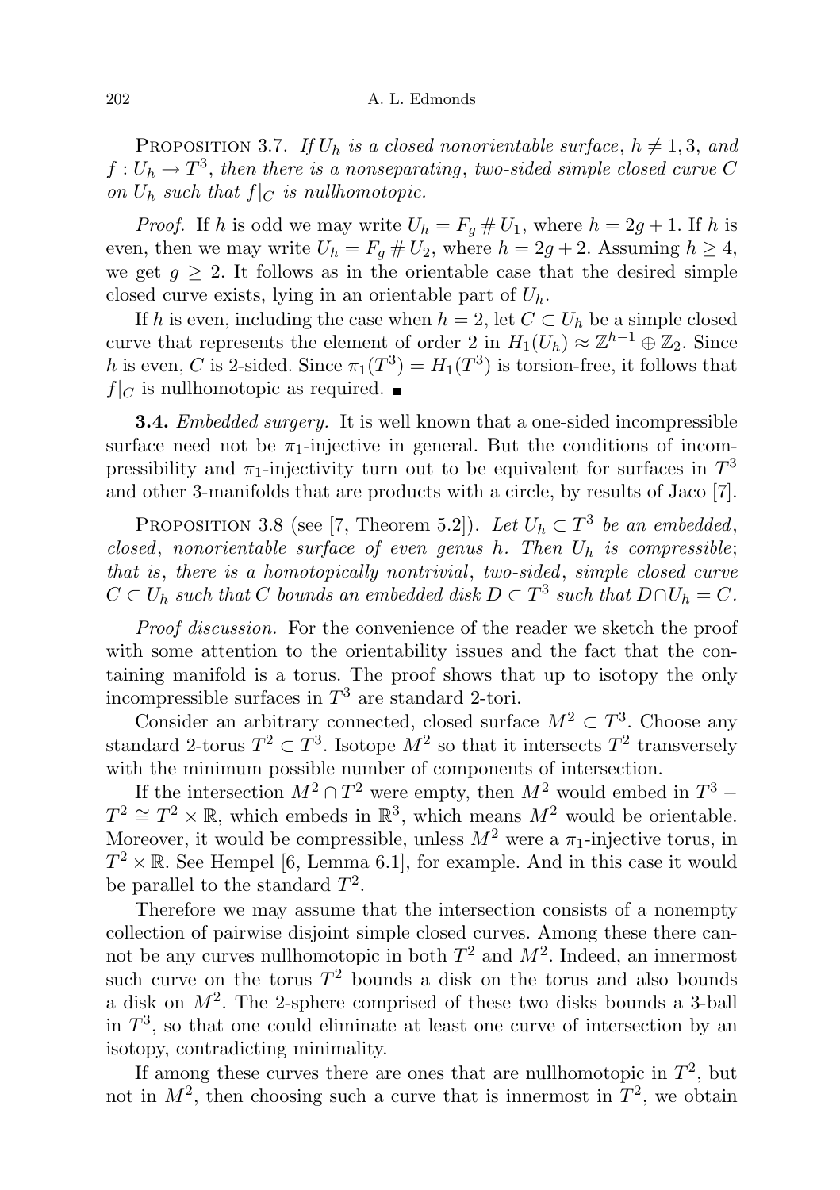Proposition 3.7. *If $U_h$ is a closed nonorientable surface, $h \neq 1, 3$, and $f : U_h \to T^3$, then there is a nonseparating, two-sided simple closed curve $C$ on $U_h$ such that $f|_C$ is nullhomotopic.*

*Proof.* If $h$ is odd we may write $U_h = F_g \# U_1$, where $h = 2g+1$. If $h$ is even, then we may write $U_h = F_g \# U_2$, where $h = 2g+2$. Assuming $h \geq 4$, we get $g \geq 2$. It follows as in the orientable case that the desired simple closed curve exists, lying in an orientable part of $U_h$.

If $h$ is even, including the case when $h = 2$, let $C \subset U_h$ be a simple closed curve that represents the element of order 2 in $H_1(U_h) \approx \mathbb{Z}^{h-1} \oplus \mathbb{Z}_2$. Since $h$ is even, $C$ is 2-sided. Since $\pi_1(T^3) = H_1(T^3)$ is torsion-free, it follows that $f|_C$ is nullhomotopic as required. ∎

**3.4.** *Embedded surgery.* It is well known that a one-sided incompressible surface need not be $\pi_1$-injective in general. But the conditions of incompressibility and $\pi_1$-injectivity turn out to be equivalent for surfaces in $T^3$ and other 3-manifolds that are products with a circle, by results of Jaco [7].

Proposition 3.8 (see [7, Theorem 5.2]). *Let $U_h \subset T^3$ be an embedded, closed, nonorientable surface of even genus $h$. Then $U_h$ is compressible; that is, there is a homotopically nontrivial, two-sided, simple closed curve $C \subset U_h$ such that $C$ bounds an embedded disk $D \subset T^3$ such that $D \cap U_h = C$.*

*Proof discussion.* For the convenience of the reader we sketch the proof with some attention to the orientability issues and the fact that the containing manifold is a torus. The proof shows that up to isotopy the only incompressible surfaces in $T^3$ are standard 2-tori.

Consider an arbitrary connected, closed surface $M^2 \subset T^3$. Choose any standard 2-torus $T^2 \subset T^3$. Isotope $M^2$ so that it intersects $T^2$ transversely with the minimum possible number of components of intersection.

If the intersection $M^2 \cap T^2$ were empty, then $M^2$ would embed in $T^3 - T^2 \cong T^2 \times \mathbb{R}$, which embeds in $\mathbb{R}^3$, which means $M^2$ would be orientable. Moreover, it would be compressible, unless $M^2$ were a $\pi_1$-injective torus, in $T^2 \times \mathbb{R}$. See Hempel [6, Lemma 6.1], for example. And in this case it would be parallel to the standard $T^2$.

Therefore we may assume that the intersection consists of a nonempty collection of pairwise disjoint simple closed curves. Among these there cannot be any curves nullhomotopic in both $T^2$ and $M^2$. Indeed, an innermost such curve on the torus $T^2$ bounds a disk on the torus and also bounds a disk on $M^2$. The 2-sphere comprised of these two disks bounds a 3-ball in $T^3$, so that one could eliminate at least one curve of intersection by an isotopy, contradicting minimality.

If among these curves there are ones that are nullhomotopic in $T^2$, but not in $M^2$, then choosing such a curve that is innermost in $T^2$, we obtain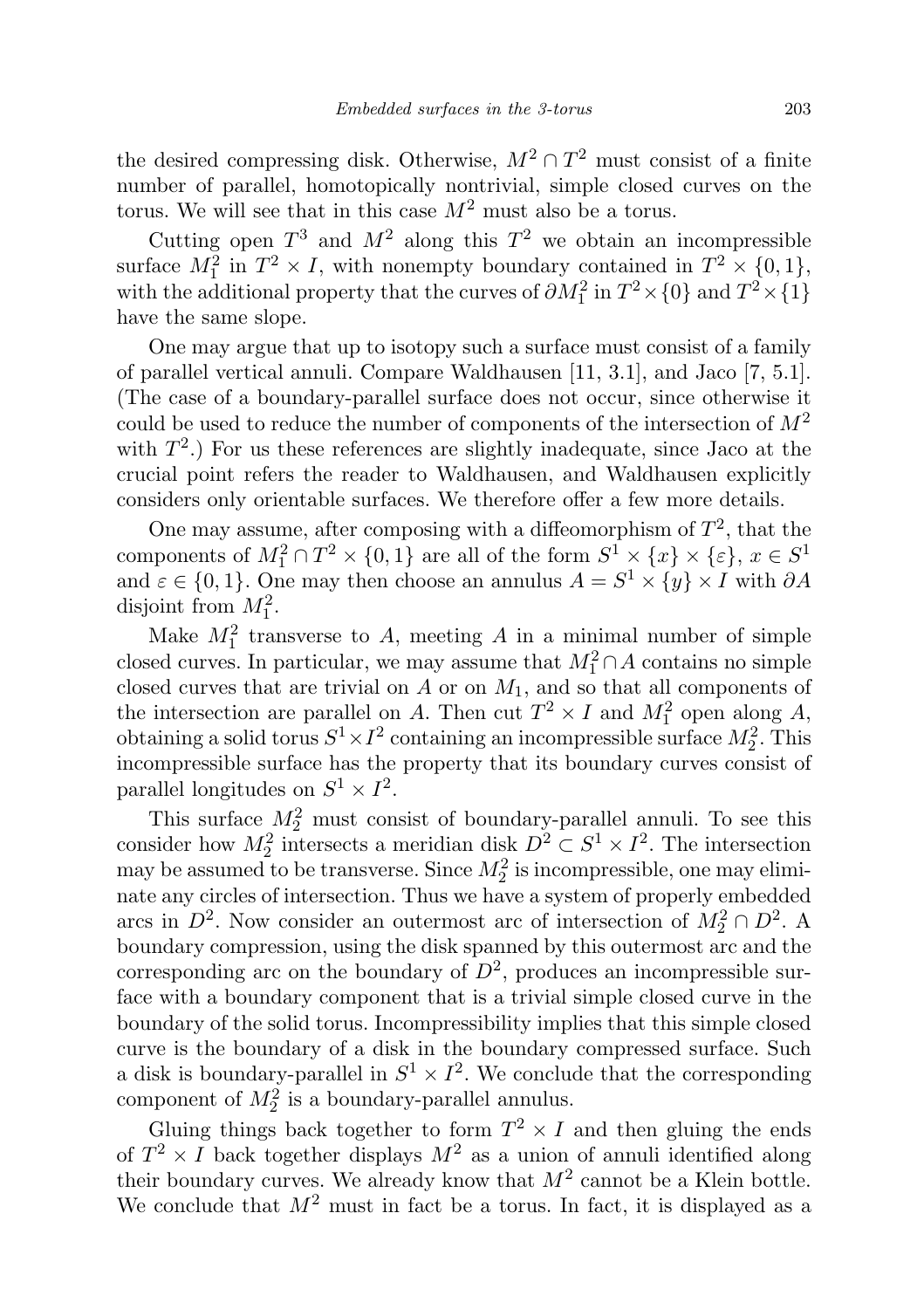the desired compressing disk. Otherwise, $M^2 \cap T^2$ must consist of a finite number of parallel, homotopically nontrivial, simple closed curves on the torus. We will see that in this case $M^2$ must also be a torus.

Cutting open $T^3$ and $M^2$ along this $T^2$ we obtain an incompressible surface $M_1^2$ in $T^2 \times I$, with nonempty boundary contained in $T^2 \times \{0, 1\}$, with the additional property that the curves of $\partial M_1^2$ in $T^2 \times \{0\}$ and $T^2 \times \{1\}$ have the same slope.

One may argue that up to isotopy such a surface must consist of a family of parallel vertical annuli. Compare Waldhausen [11, 3.1], and Jaco [7, 5.1]. (The case of a boundary-parallel surface does not occur, since otherwise it could be used to reduce the number of components of the intersection of $M^2$ with $T^2$.) For us these references are slightly inadequate, since Jaco at the crucial point refers the reader to Waldhausen, and Waldhausen explicitly considers only orientable surfaces. We therefore offer a few more details.

One may assume, after composing with a diffeomorphism of $T^2$, that the components of $M_1^2 \cap T^2 \times \{0, 1\}$ are all of the form $S^1 \times \{x\} \times \{\varepsilon\}$, $x \in S^1$ and $\varepsilon \in \{0, 1\}$. One may then choose an annulus $A = S^1 \times \{y\} \times I$ with $\partial A$ disjoint from $M_1^2$.

Make $M_1^2$ transverse to $A$, meeting $A$ in a minimal number of simple closed curves. In particular, we may assume that $M_1^2 \cap A$ contains no simple closed curves that are trivial on $A$ or on $M_1$, and so that all components of the intersection are parallel on $A$. Then cut $T^2 \times I$ and $M_1^2$ open along $A$, obtaining a solid torus $S^1 \times I^2$ containing an incompressible surface $M_2^2$. This incompressible surface has the property that its boundary curves consist of parallel longitudes on $S^1 \times I^2$.

This surface $M_2^2$ must consist of boundary-parallel annuli. To see this consider how $M_2^2$ intersects a meridian disk $D^2 \subset S^1 \times I^2$. The intersection may be assumed to be transverse. Since $M_2^2$ is incompressible, one may eliminate any circles of intersection. Thus we have a system of properly embedded arcs in $D^2$. Now consider an outermost arc of intersection of $M_2^2 \cap D^2$. A boundary compression, using the disk spanned by this outermost arc and the corresponding arc on the boundary of $D^2$, produces an incompressible surface with a boundary component that is a trivial simple closed curve in the boundary of the solid torus. Incompressibility implies that this simple closed curve is the boundary of a disk in the boundary compressed surface. Such a disk is boundary-parallel in $S^1 \times I^2$. We conclude that the corresponding component of $M_2^2$ is a boundary-parallel annulus.

Gluing things back together to form $T^2 \times I$ and then gluing the ends of $T^2 \times I$ back together displays $M^2$ as a union of annuli identified along their boundary curves. We already know that $M^2$ cannot be a Klein bottle. We conclude that $M^2$ must in fact be a torus. In fact, it is displayed as a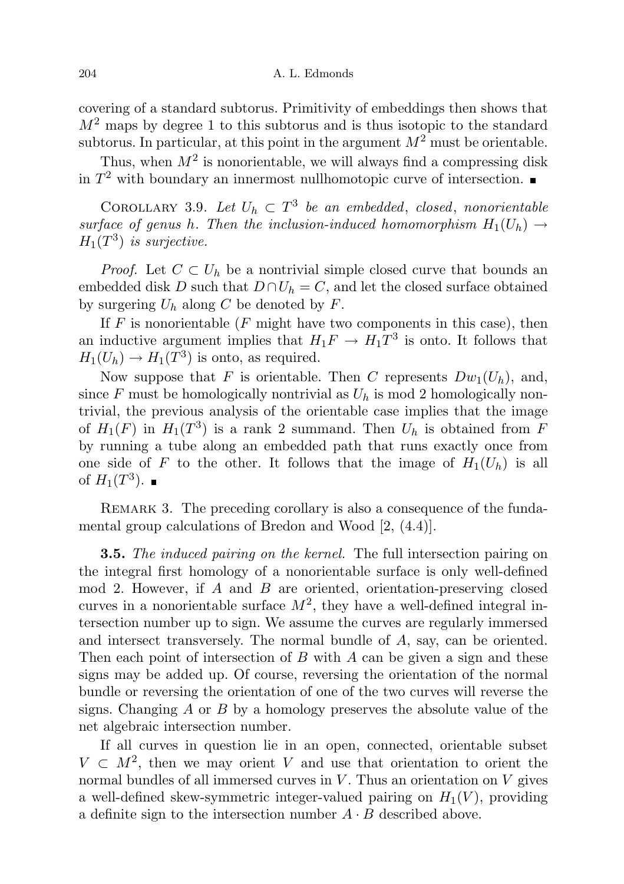covering of a standard subtorus. Primitivity of embeddings then shows that $M^2$ maps by degree 1 to this subtorus and is thus isotopic to the standard subtorus. In particular, at this point in the argument $M^2$ must be orientable.

Thus, when $M^2$ is nonorientable, we will always find a compressing disk in $T^2$ with boundary an innermost nullhomotopic curve of intersection. ∎

COROLLARY 3.9. *Let $U_h \subset T^3$ be an embedded, closed, nonorientable surface of genus $h$. Then the inclusion-induced homomorphism $H_1(U_h) \to H_1(T^3)$ is surjective.*

*Proof.* Let $C \subset U_h$ be a nontrivial simple closed curve that bounds an embedded disk $D$ such that $D \cap U_h = C$, and let the closed surface obtained by surgering $U_h$ along $C$ be denoted by $F$.

If $F$ is nonorientable ($F$ might have two components in this case), then an inductive argument implies that $H_1 F \to H_1 T^3$ is onto. It follows that $H_1(U_h) \to H_1(T^3)$ is onto, as required.

Now suppose that $F$ is orientable. Then $C$ represents $Dw_1(U_h)$, and, since $F$ must be homologically nontrivial as $U_h$ is mod 2 homologically nontrivial, the previous analysis of the orientable case implies that the image of $H_1(F)$ in $H_1(T^3)$ is a rank 2 summand. Then $U_h$ is obtained from $F$ by running a tube along an embedded path that runs exactly once from one side of $F$ to the other. It follows that the image of $H_1(U_h)$ is all of $H_1(T^3)$. ∎

REMARK 3. The preceding corollary is also a consequence of the fundamental group calculations of Bredon and Wood [2, (4.4)].

**3.5.** *The induced pairing on the kernel.* The full intersection pairing on the integral first homology of a nonorientable surface is only well-defined mod 2. However, if $A$ and $B$ are oriented, orientation-preserving closed curves in a nonorientable surface $M^2$, they have a well-defined integral intersection number up to sign. We assume the curves are regularly immersed and intersect transversely. The normal bundle of $A$, say, can be oriented. Then each point of intersection of $B$ with $A$ can be given a sign and these signs may be added up. Of course, reversing the orientation of the normal bundle or reversing the orientation of one of the two curves will reverse the signs. Changing $A$ or $B$ by a homology preserves the absolute value of the net algebraic intersection number.

If all curves in question lie in an open, connected, orientable subset $V \subset M^2$, then we may orient $V$ and use that orientation to orient the normal bundles of all immersed curves in $V$. Thus an orientation on $V$ gives a well-defined skew-symmetric integer-valued pairing on $H_1(V)$, providing a definite sign to the intersection number $A \cdot B$ described above.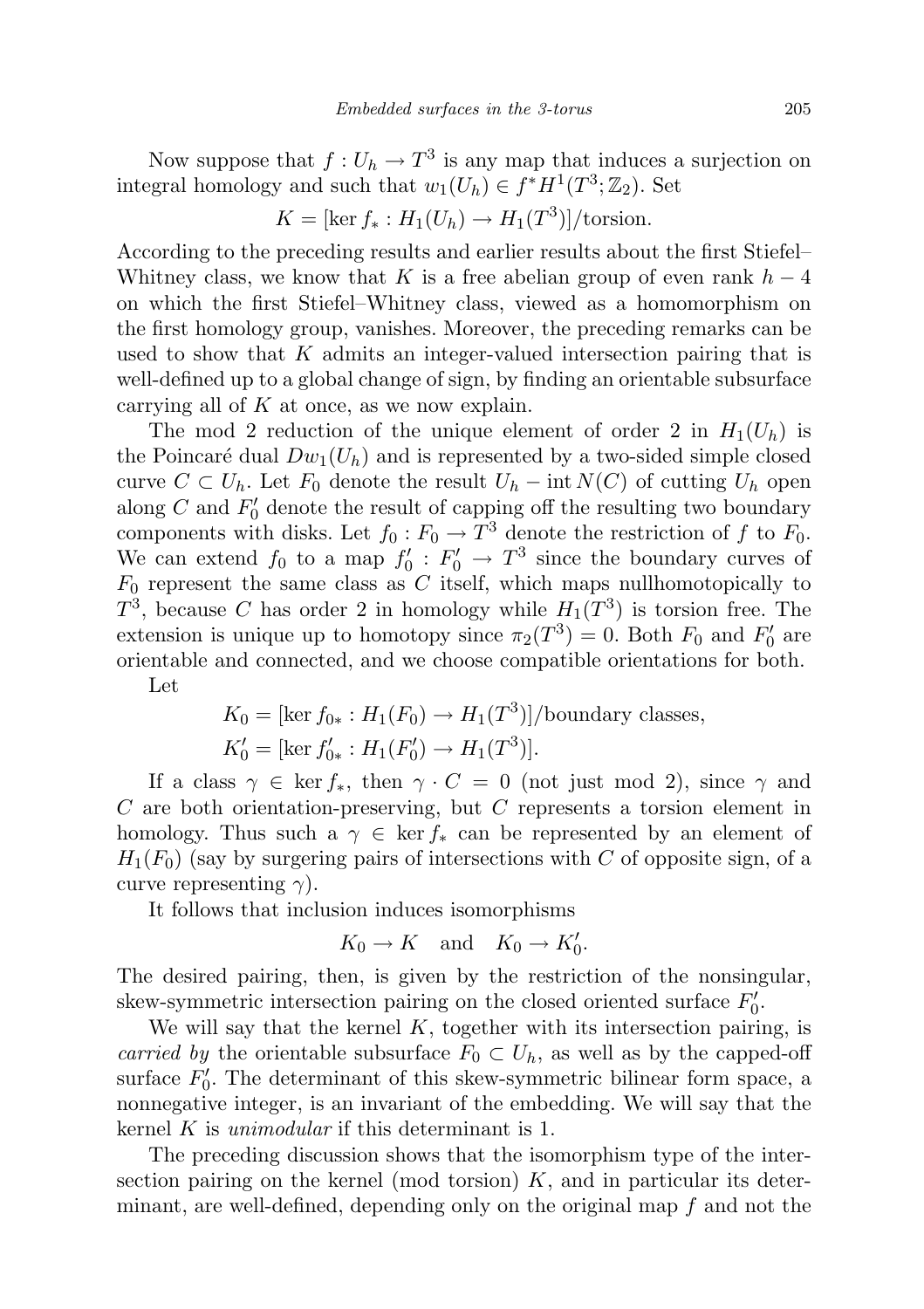Now suppose that $f : U_h \to T^3$ is any map that induces a surjection on integral homology and such that $w_1(U_h) \in f^*H^1(T^3; \mathbb{Z}_2)$. Set

$$K = [\ker f_* : H_1(U_h) \to H_1(T^3)]/\text{torsion}.$$

According to the preceding results and earlier results about the first Stiefel–Whitney class, we know that $K$ is a free abelian group of even rank $h-4$ on which the first Stiefel–Whitney class, viewed as a homomorphism on the first homology group, vanishes. Moreover, the preceding remarks can be used to show that $K$ admits an integer-valued intersection pairing that is well-defined up to a global change of sign, by finding an orientable subsurface carrying all of $K$ at once, as we now explain.

The mod 2 reduction of the unique element of order 2 in $H_1(U_h)$ is the Poincaré dual $Dw_1(U_h)$ and is represented by a two-sided simple closed curve $C \subset U_h$. Let $F_0$ denote the result $U_h - \operatorname{int} N(C)$ of cutting $U_h$ open along $C$ and $F_0'$ denote the result of capping off the resulting two boundary components with disks. Let $f_0 : F_0 \to T^3$ denote the restriction of $f$ to $F_0$. We can extend $f_0$ to a map $f_0' : F_0' \to T^3$ since the boundary curves of $F_0$ represent the same class as $C$ itself, which maps nullhomotopically to $T^3$, because $C$ has order 2 in homology while $H_1(T^3)$ is torsion free. The extension is unique up to homotopy since $\pi_2(T^3) = 0$. Both $F_0$ and $F_0'$ are orientable and connected, and we choose compatible orientations for both.

Let

$$K_0 = [\ker f_{0*} : H_1(F_0) \to H_1(T^3)]/\text{boundary classes},$$
$$K_0' = [\ker f_{0*}' : H_1(F_0') \to H_1(T^3)].$$

If a class $\gamma \in \ker f_*$, then $\gamma \cdot C = 0$ (not just mod 2), since $\gamma$ and $C$ are both orientation-preserving, but $C$ represents a torsion element in homology. Thus such a $\gamma \in \ker f_*$ can be represented by an element of $H_1(F_0)$ (say by surgering pairs of intersections with $C$ of opposite sign, of a curve representing $\gamma$).

It follows that inclusion induces isomorphisms

$$K_0 \to K \quad \text{and} \quad K_0 \to K_0'.$$

The desired pairing, then, is given by the restriction of the nonsingular, skew-symmetric intersection pairing on the closed oriented surface $F_0'$.

We will say that the kernel $K$, together with its intersection pairing, is *carried by* the orientable subsurface $F_0 \subset U_h$, as well as by the capped-off surface $F_0'$. The determinant of this skew-symmetric bilinear form space, a nonnegative integer, is an invariant of the embedding. We will say that the kernel $K$ is *unimodular* if this determinant is 1.

The preceding discussion shows that the isomorphism type of the intersection pairing on the kernel (mod torsion) $K$, and in particular its determinant, are well-defined, depending only on the original map $f$ and not the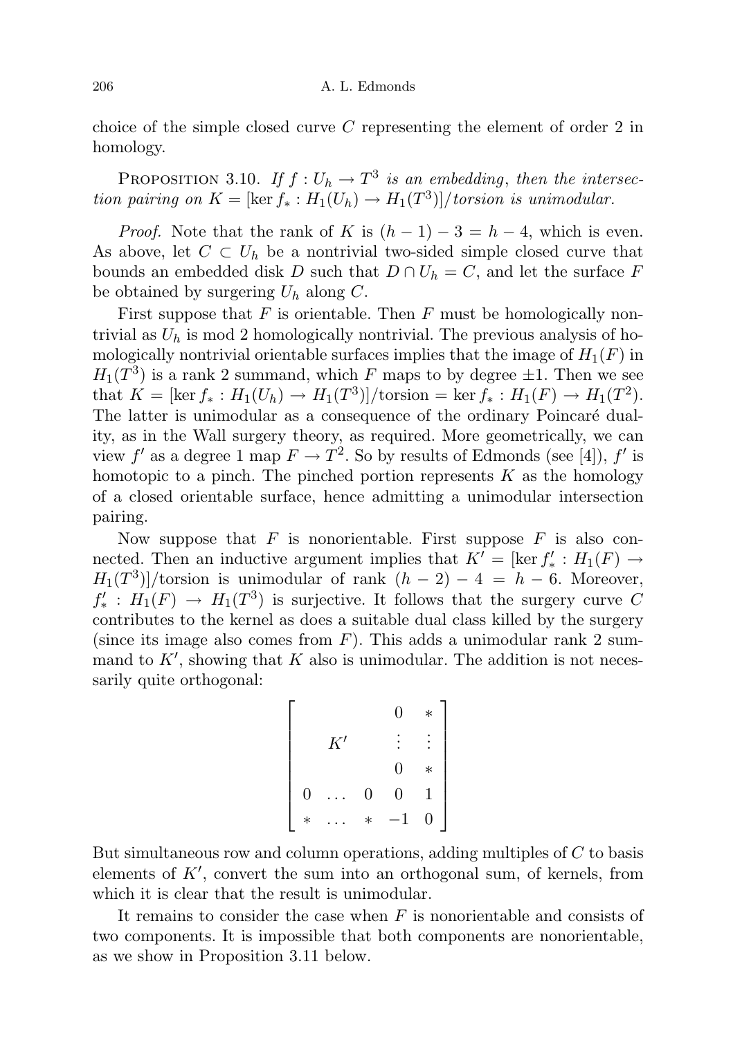choice of the simple closed curve $C$ representing the element of order 2 in homology.

Proposition 3.10. *If $f : U_h \to T^3$ is an embedding, then the intersection pairing on $K = [\ker f_* : H_1(U_h) \to H_1(T^3)]/torsion$ is unimodular.*

*Proof.* Note that the rank of $K$ is $(h-1) - 3 = h - 4$, which is even. As above, let $C \subset U_h$ be a nontrivial two-sided simple closed curve that bounds an embedded disk $D$ such that $D \cap U_h = C$, and let the surface $F$ be obtained by surgering $U_h$ along $C$.

First suppose that $F$ is orientable. Then $F$ must be homologically nontrivial as $U_h$ is mod 2 homologically nontrivial. The previous analysis of homologically nontrivial orientable surfaces implies that the image of $H_1(F)$ in $H_1(T^3)$ is a rank 2 summand, which $F$ maps to by degree $\pm 1$. Then we see that $K = [\ker f_* : H_1(U_h) \to H_1(T^3)]/\text{torsion} = \ker f_* : H_1(F) \to H_1(T^2)$. The latter is unimodular as a consequence of the ordinary Poincaré duality, as in the Wall surgery theory, as required. More geometrically, we can view $f'$ as a degree 1 map $F \to T^2$. So by results of Edmonds (see [4]), $f'$ is homotopic to a pinch. The pinched portion represents $K$ as the homology of a closed orientable surface, hence admitting a unimodular intersection pairing.

Now suppose that $F$ is nonorientable. First suppose $F$ is also connected. Then an inductive argument implies that $K' = [\ker f'_* : H_1(F) \to H_1(T^3)]/\text{torsion}$ is unimodular of rank $(h-2) - 4 = h - 6$. Moreover, $f'_* : H_1(F) \to H_1(T^3)$ is surjective. It follows that the surgery curve $C$ contributes to the kernel as does a suitable dual class killed by the surgery (since its image also comes from $F$). This adds a unimodular rank 2 summand to $K'$, showing that $K$ also is unimodular. The addition is not necessarily quite orthogonal:

$$\begin{bmatrix} & & & 0 & * \\ & K' & & \vdots & \vdots \\ & & & 0 & * \\ 0 & \dots & 0 & 0 & 1 \\ * & \dots & * & -1 & 0 \end{bmatrix}$$

But simultaneous row and column operations, adding multiples of $C$ to basis elements of $K'$, convert the sum into an orthogonal sum, of kernels, from which it is clear that the result is unimodular.

It remains to consider the case when $F$ is nonorientable and consists of two components. It is impossible that both components are nonorientable, as we show in Proposition 3.11 below.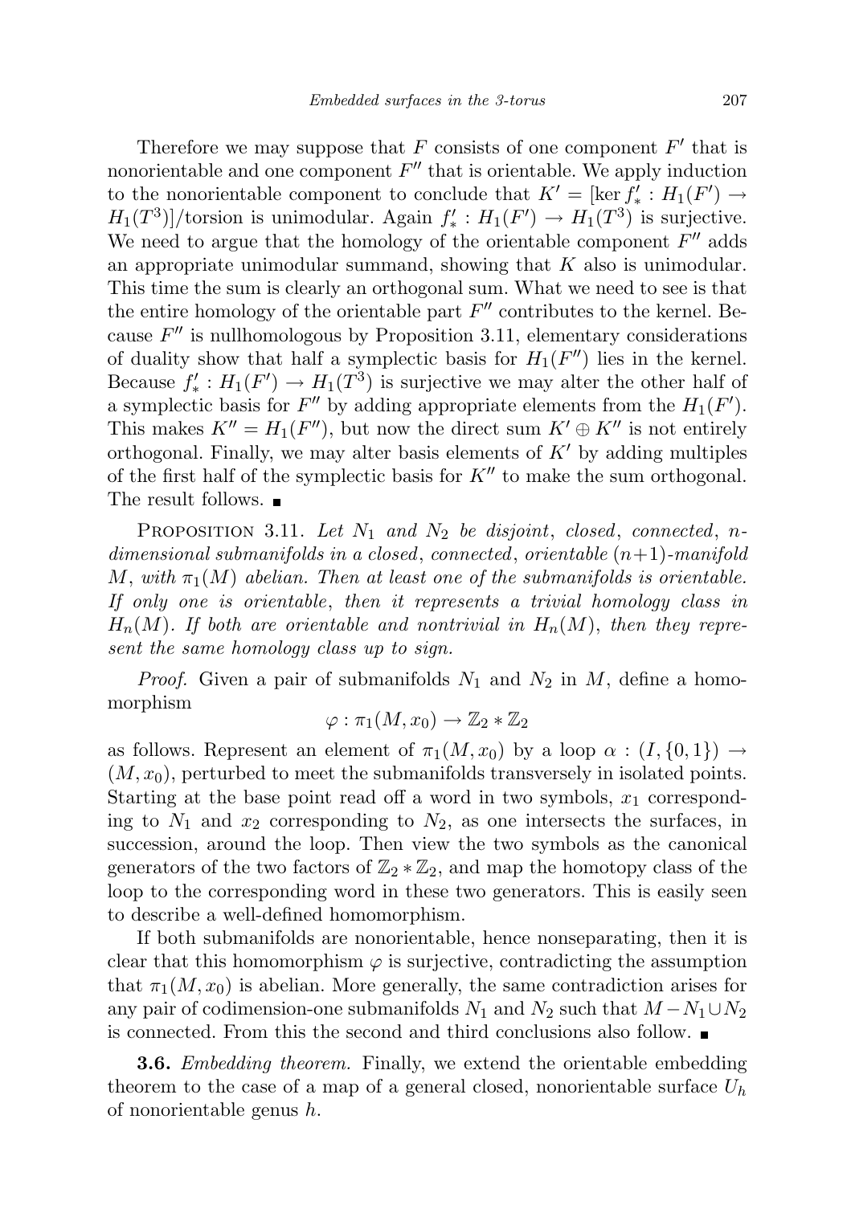Therefore we may suppose that $F$ consists of one component $F'$ that is nonorientable and one component $F''$ that is orientable. We apply induction to the nonorientable component to conclude that $K' = [\ker f'_* : H_1(F') \to H_1(T^3)]/\text{torsion}$ is unimodular. Again $f'_* : H_1(F') \to H_1(T^3)$ is surjective. We need to argue that the homology of the orientable component $F''$ adds an appropriate unimodular summand, showing that $K$ also is unimodular. This time the sum is clearly an orthogonal sum. What we need to see is that the entire homology of the orientable part $F''$ contributes to the kernel. Because $F''$ is nullhomologous by Proposition 3.11, elementary considerations of duality show that half a symplectic basis for $H_1(F'')$ lies in the kernel. Because $f'_* : H_1(F') \to H_1(T^3)$ is surjective we may alter the other half of a symplectic basis for $F''$ by adding appropriate elements from the $H_1(F')$. This makes $K'' = H_1(F'')$, but now the direct sum $K' \oplus K''$ is not entirely orthogonal. Finally, we may alter basis elements of $K'$ by adding multiples of the first half of the symplectic basis for $K''$ to make the sum orthogonal. The result follows. ∎

Proposition 3.11. *Let $N_1$ and $N_2$ be disjoint, closed, connected, $n$-dimensional submanifolds in a closed, connected, orientable $(n+1)$-manifold $M$, with $\pi_1(M)$ abelian. Then at least one of the submanifolds is orientable. If only one is orientable, then it represents a trivial homology class in $H_n(M)$. If both are orientable and nontrivial in $H_n(M)$, then they represent the same homology class up to sign.*

*Proof.* Given a pair of submanifolds $N_1$ and $N_2$ in $M$, define a homomorphism

$$\varphi : \pi_1(M, x_0) \to \mathbb{Z}_2 * \mathbb{Z}_2$$

as follows. Represent an element of $\pi_1(M, x_0)$ by a loop $\alpha : (I, \{0,1\}) \to (M, x_0)$, perturbed to meet the submanifolds transversely in isolated points. Starting at the base point read off a word in two symbols, $x_1$ corresponding to $N_1$ and $x_2$ corresponding to $N_2$, as one intersects the surfaces, in succession, around the loop. Then view the two symbols as the canonical generators of the two factors of $\mathbb{Z}_2 * \mathbb{Z}_2$, and map the homotopy class of the loop to the corresponding word in these two generators. This is easily seen to describe a well-defined homomorphism.

If both submanifolds are nonorientable, hence nonseparating, then it is clear that this homomorphism $\varphi$ is surjective, contradicting the assumption that $\pi_1(M, x_0)$ is abelian. More generally, the same contradiction arises for any pair of codimension-one submanifolds $N_1$ and $N_2$ such that $M - N_1 \cup N_2$ is connected. From this the second and third conclusions also follow. ∎

**3.6.** *Embedding theorem.* Finally, we extend the orientable embedding theorem to the case of a map of a general closed, nonorientable surface $U_h$ of nonorientable genus $h$.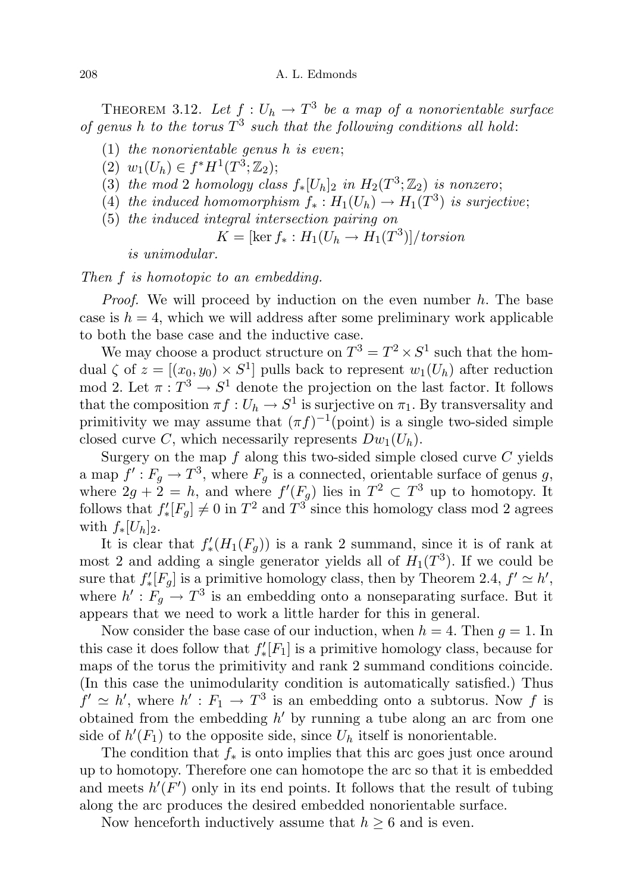**Theorem 3.12.** *Let $f : U_h \to T^3$ be a map of a nonorientable surface of genus $h$ to the torus $T^3$ such that the following conditions all hold*:

1. *the nonorientable genus $h$ is even*;
2. $w_1(U_h) \in f^*H^1(T^3; \mathbb{Z}_2)$;
3. *the mod 2 homology class $f_*[U_h]_2$ in $H_2(T^3; \mathbb{Z}_2)$ is nonzero*;
4. *the induced homomorphism $f_* : H_1(U_h) \to H_1(T^3)$ is surjective*;
5. *the induced integral intersection pairing on*
$$K = [\ker f_* : H_1(U_h \to H_1(T^3))]/\mathit{torsion}$$
*is unimodular.*

*Then $f$ is homotopic to an embedding.*

*Proof.* We will proceed by induction on the even number $h$. The base case is $h = 4$, which we will address after some preliminary work applicable to both the base case and the inductive case.

We may choose a product structure on $T^3 = T^2 \times S^1$ such that the hom-dual $\zeta$ of $z = [(x_0, y_0) \times S^1]$ pulls back to represent $w_1(U_h)$ after reduction mod 2. Let $\pi : T^3 \to S^1$ denote the projection on the last factor. It follows that the composition $\pi f : U_h \to S^1$ is surjective on $\pi_1$. By transversality and primitivity we may assume that $(\pi f)^{-1}(\text{point})$ is a single two-sided simple closed curve $C$, which necessarily represents $Dw_1(U_h)$.

Surgery on the map $f$ along this two-sided simple closed curve $C$ yields a map $f' : F_g \to T^3$, where $F_g$ is a connected, orientable surface of genus $g$, where $2g + 2 = h$, and where $f'(F_g)$ lies in $T^2 \subset T^3$ up to homotopy. It follows that $f'_*[F_g] \neq 0$ in $T^2$ and $T^3$ since this homology class mod 2 agrees with $f_*[U_h]_2$.

It is clear that $f'_*(H_1(F_g))$ is a rank 2 summand, since it is of rank at most 2 and adding a single generator yields all of $H_1(T^3)$. If we could be sure that $f'_*[F_g]$ is a primitive homology class, then by Theorem 2.4, $f' \simeq h'$, where $h' : F_g \to T^3$ is an embedding onto a nonseparating surface. But it appears that we need to work a little harder for this in general.

Now consider the base case of our induction, when $h = 4$. Then $g = 1$. In this case it does follow that $f'_*[F_1]$ is a primitive homology class, because for maps of the torus the primitivity and rank 2 summand conditions coincide. (In this case the unimodularity condition is automatically satisfied.) Thus $f' \simeq h'$, where $h' : F_1 \to T^3$ is an embedding onto a subtorus. Now $f$ is obtained from the embedding $h'$ by running a tube along an arc from one side of $h'(F_1)$ to the opposite side, since $U_h$ itself is nonorientable.

The condition that $f_*$ is onto implies that this arc goes just once around up to homotopy. Therefore one can homotope the arc so that it is embedded and meets $h'(F')$ only in its end points. It follows that the result of tubing along the arc produces the desired embedded nonorientable surface.

Now henceforth inductively assume that $h \geq 6$ and is even.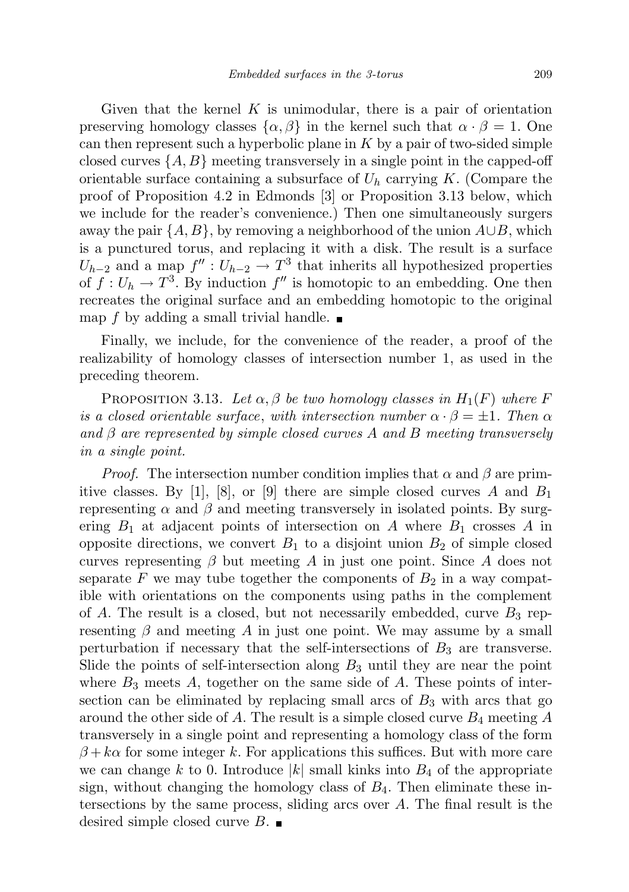Given that the kernel $K$ is unimodular, there is a pair of orientation preserving homology classes $\{\alpha, \beta\}$ in the kernel such that $\alpha \cdot \beta = 1$. One can then represent such a hyperbolic plane in $K$ by a pair of two-sided simple closed curves $\{A, B\}$ meeting transversely in a single point in the capped-off orientable surface containing a subsurface of $U_h$ carrying $K$. (Compare the proof of Proposition 4.2 in Edmonds [3] or Proposition 3.13 below, which we include for the reader's convenience.) Then one simultaneously surgers away the pair $\{A, B\}$, by removing a neighborhood of the union $A \cup B$, which is a punctured torus, and replacing it with a disk. The result is a surface $U_{h-2}$ and a map $f'' : U_{h-2} \to T^3$ that inherits all hypothesized properties of $f : U_h \to T^3$. By induction $f''$ is homotopic to an embedding. One then recreates the original surface and an embedding homotopic to the original map $f$ by adding a small trivial handle. ∎

Finally, we include, for the convenience of the reader, a proof of the realizability of homology classes of intersection number 1, as used in the preceding theorem.

PROPOSITION 3.13. *Let $\alpha, \beta$ be two homology classes in $H_1(F)$ where $F$ is a closed orientable surface, with intersection number $\alpha \cdot \beta = \pm 1$. Then $\alpha$ and $\beta$ are represented by simple closed curves $A$ and $B$ meeting transversely in a single point.*

*Proof.* The intersection number condition implies that $\alpha$ and $\beta$ are primitive classes. By [1], [8], or [9] there are simple closed curves $A$ and $B_1$ representing $\alpha$ and $\beta$ and meeting transversely in isolated points. By surgering $B_1$ at adjacent points of intersection on $A$ where $B_1$ crosses $A$ in opposite directions, we convert $B_1$ to a disjoint union $B_2$ of simple closed curves representing $\beta$ but meeting $A$ in just one point. Since $A$ does not separate $F$ we may tube together the components of $B_2$ in a way compatible with orientations on the components using paths in the complement of $A$. The result is a closed, but not necessarily embedded, curve $B_3$ representing $\beta$ and meeting $A$ in just one point. We may assume by a small perturbation if necessary that the self-intersections of $B_3$ are transverse. Slide the points of self-intersection along $B_3$ until they are near the point where $B_3$ meets $A$, together on the same side of $A$. These points of intersection can be eliminated by replacing small arcs of $B_3$ with arcs that go around the other side of $A$. The result is a simple closed curve $B_4$ meeting $A$ transversely in a single point and representing a homology class of the form $\beta + k\alpha$ for some integer $k$. For applications this suffices. But with more care we can change $k$ to 0. Introduce $|k|$ small kinks into $B_4$ of the appropriate sign, without changing the homology class of $B_4$. Then eliminate these intersections by the same process, sliding arcs over $A$. The final result is the desired simple closed curve $B$. ∎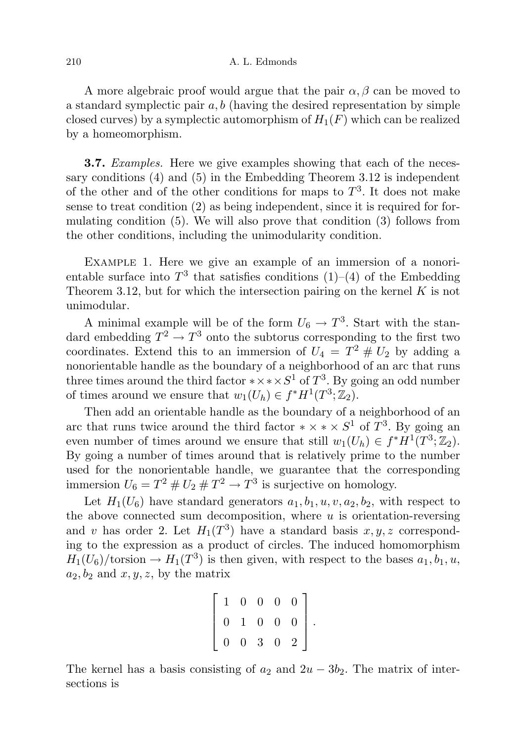A more algebraic proof would argue that the pair $\alpha, \beta$ can be moved to a standard symplectic pair $a, b$ (having the desired representation by simple closed curves) by a symplectic automorphism of $H_1(F)$ which can be realized by a homeomorphism.

**3.7.** *Examples.* Here we give examples showing that each of the necessary conditions (4) and (5) in the Embedding Theorem 3.12 is independent of the other and of the other conditions for maps to $T^3$. It does not make sense to treat condition (2) as being independent, since it is required for formulating condition (5). We will also prove that condition (3) follows from the other conditions, including the unimodularity condition.

EXAMPLE 1. Here we give an example of an immersion of a nonorientable surface into $T^3$ that satisfies conditions (1)–(4) of the Embedding Theorem 3.12, but for which the intersection pairing on the kernel $K$ is not unimodular.

A minimal example will be of the form $U_6 \to T^3$. Start with the standard embedding $T^2 \to T^3$ onto the subtorus corresponding to the first two coordinates. Extend this to an immersion of $U_4 = T^2 \# U_2$ by adding a nonorientable handle as the boundary of a neighborhood of an arc that runs three times around the third factor $* \times * \times S^1$ of $T^3$. By going an odd number of times around we ensure that $w_1(U_h) \in f^*H^1(T^3; \mathbb{Z}_2)$.

Then add an orientable handle as the boundary of a neighborhood of an arc that runs twice around the third factor $* \times * \times S^1$ of $T^3$. By going an even number of times around we ensure that still $w_1(U_h) \in f^*H^1(T^3; \mathbb{Z}_2)$. By going a number of times around that is relatively prime to the number used for the nonorientable handle, we guarantee that the corresponding immersion $U_6 = T^2 \# U_2 \# T^2 \to T^3$ is surjective on homology.

Let $H_1(U_6)$ have standard generators $a_1, b_1, u, v, a_2, b_2$, with respect to the above connected sum decomposition, where $u$ is orientation-reversing and $v$ has order 2. Let $H_1(T^3)$ have a standard basis $x, y, z$ corresponding to the expression as a product of circles. The induced homomorphism $H_1(U_6)/\text{torsion} \to H_1(T^3)$ is then given, with respect to the bases $a_1, b_1, u, a_2, b_2$ and $x, y, z$, by the matrix

$$\begin{bmatrix} 1 & 0 & 0 & 0 & 0 \\ 0 & 1 & 0 & 0 & 0 \\ 0 & 0 & 3 & 0 & 2 \end{bmatrix}.$$

The kernel has a basis consisting of $a_2$ and $2u - 3b_2$. The matrix of intersections is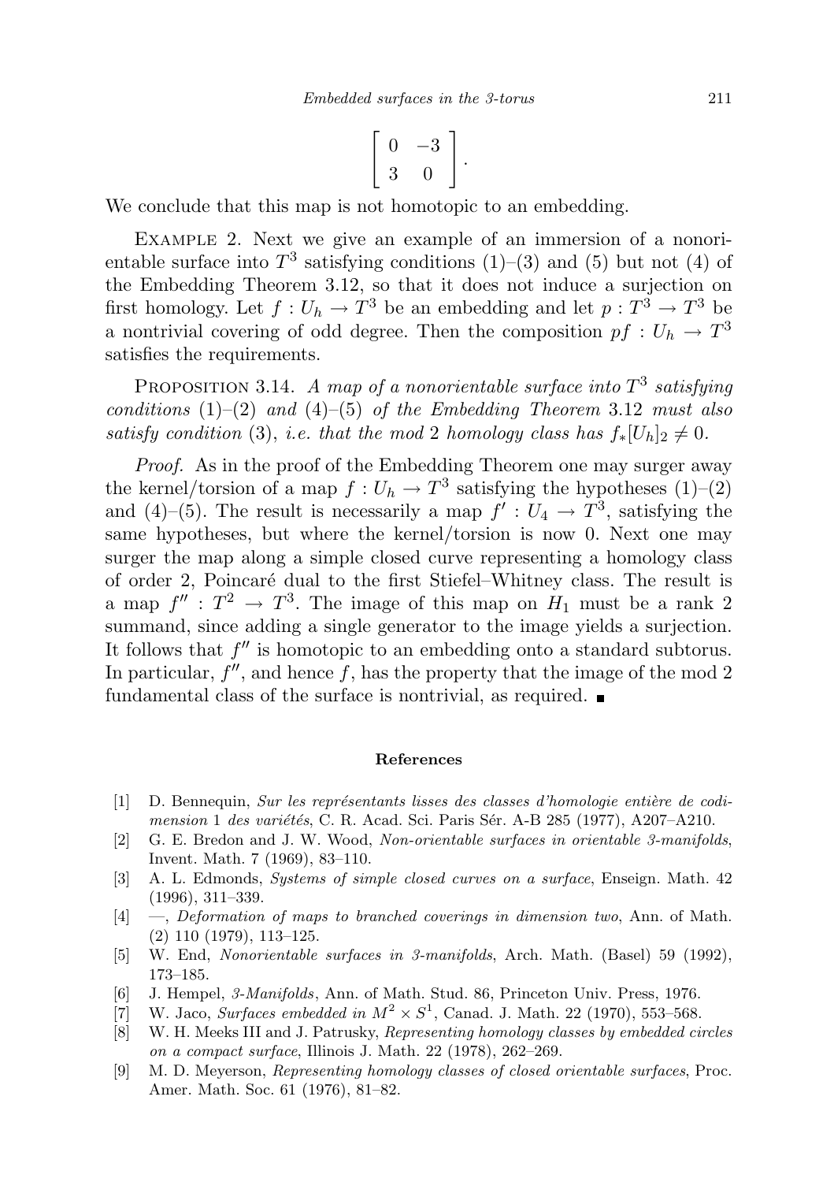$$\begin{bmatrix} 0 & -3 \\ 3 & 0 \end{bmatrix}.$$

We conclude that this map is not homotopic to an embedding.

Example 2. Next we give an example of an immersion of a nonorientable surface into $T^3$ satisfying conditions (1)–(3) and (5) but not (4) of the Embedding Theorem 3.12, so that it does not induce a surjection on first homology. Let $f : U_h \to T^3$ be an embedding and let $p : T^3 \to T^3$ be a nontrivial covering of odd degree. Then the composition $pf : U_h \to T^3$ satisfies the requirements.

Proposition 3.14. *A map of a nonorientable surface into $T^3$ satisfying conditions* (1)–(2) *and* (4)–(5) *of the Embedding Theorem* 3.12 *must also satisfy condition* (3), *i.e. that the mod* 2 *homology class has $f_*[U_h]_2 \neq 0$.*

*Proof.* As in the proof of the Embedding Theorem one may surger away the kernel/torsion of a map $f : U_h \to T^3$ satisfying the hypotheses (1)–(2) and (4)–(5). The result is necessarily a map $f' : U_4 \to T^3$, satisfying the same hypotheses, but where the kernel/torsion is now 0. Next one may surger the map along a simple closed curve representing a homology class of order 2, Poincaré dual to the first Stiefel–Whitney class. The result is a map $f'' : T^2 \to T^3$. The image of this map on $H_1$ must be a rank 2 summand, since adding a single generator to the image yields a surjection. It follows that $f''$ is homotopic to an embedding onto a standard subtorus. In particular, $f''$, and hence $f$, has the property that the image of the mod 2 fundamental class of the surface is nontrivial, as required. ∎

## References

[1] D. Bennequin, *Sur les représentants lisses des classes d'homologie entière de codimension* 1 *des variétés*, C. R. Acad. Sci. Paris Sér. A-B 285 (1977), A207–A210.

[2] G. E. Bredon and J. W. Wood, *Non-orientable surfaces in orientable 3-manifolds*, Invent. Math. 7 (1969), 83–110.

[3] A. L. Edmonds, *Systems of simple closed curves on a surface*, Enseign. Math. 42 (1996), 311–339.

[4] —, *Deformation of maps to branched coverings in dimension two*, Ann. of Math. (2) 110 (1979), 113–125.

[5] W. End, *Nonorientable surfaces in 3-manifolds*, Arch. Math. (Basel) 59 (1992), 173–185.

[6] J. Hempel, *3-Manifolds*, Ann. of Math. Stud. 86, Princeton Univ. Press, 1976.

[7] W. Jaco, *Surfaces embedded in $M^2 \times S^1$*, Canad. J. Math. 22 (1970), 553–568.

[8] W. H. Meeks III and J. Patrusky, *Representing homology classes by embedded circles on a compact surface*, Illinois J. Math. 22 (1978), 262–269.

[9] M. D. Meyerson, *Representing homology classes of closed orientable surfaces*, Proc. Amer. Math. Soc. 61 (1976), 81–82.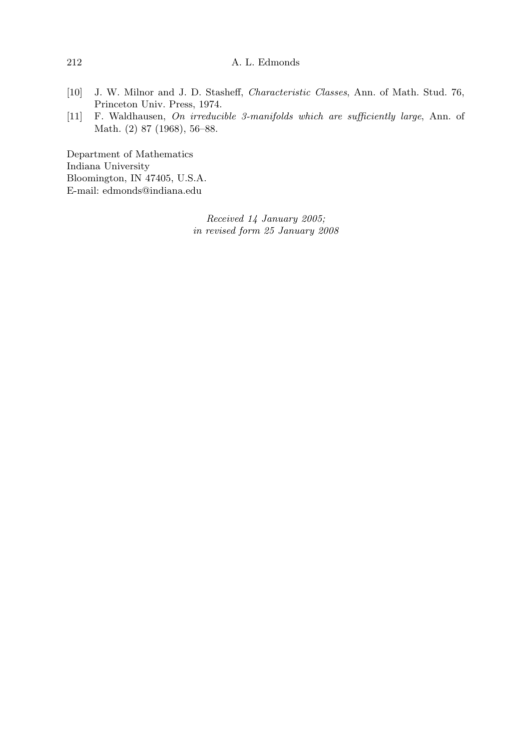[10] J. W. Milnor and J. D. Stasheff, *Characteristic Classes*, Ann. of Math. Stud. 76, Princeton Univ. Press, 1974.

[11] F. Waldhausen, *On irreducible 3-manifolds which are sufficiently large*, Ann. of Math. (2) 87 (1968), 56–88.

Department of Mathematics
Indiana University
Bloomington, IN 47405, U.S.A.
E-mail: edmonds@indiana.edu

*Received 14 January 2005;*
*in revised form 25 January 2008*